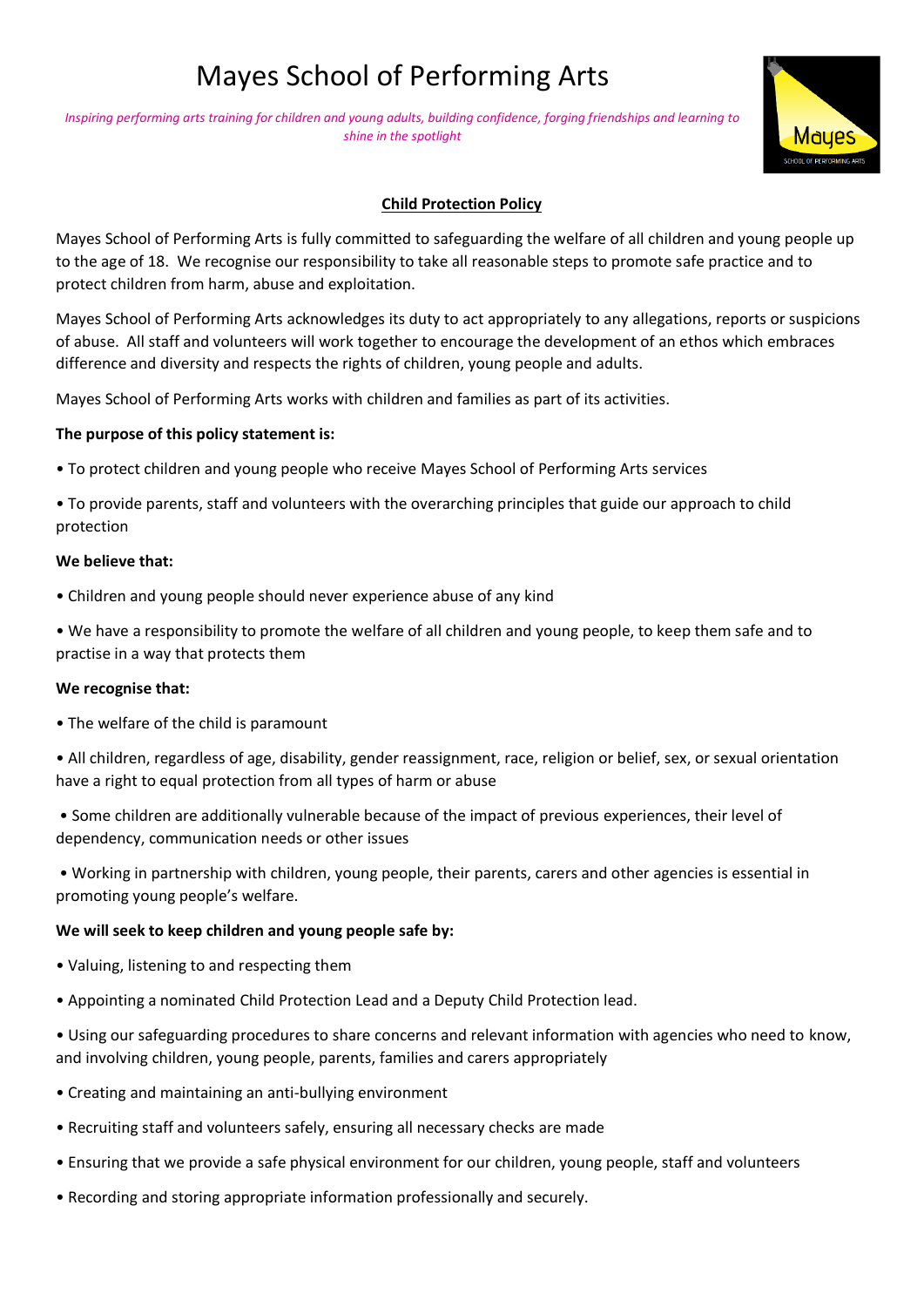# Mayes School of Performing Arts

*Inspiring performing arts training for children and young adults, building confidence, forging friendships and learning to shine in the spotlight*

## Child Protection Policy

Mayes School of Performing Arts is fully committed to safeguarding the welfare of all children and young people up to the age of 18. We recognise our responsibility to take all reasonable steps to promote safe practice and to protect children from harm, abuse and exploitation.

Mayes School of Performing Arts acknowledges its duty to act appropriately to any allegations, reports or suspicions of abuse. All staff and volunteers will work together to encourage the development of an ethos which embraces difference and diversity and respects the rights of children, young people and adults.

Mayes School of Performing Arts works with children and families as part of its activities.

**The purpose of this policy statement is:**

- To protect children and young people who receive Mayes School of Performing Arts services
- To provide parents, staff and volunteers with the overarching principles that guide our approach to child protection

**We believe that:**

- Children and young people should never experience abuse of any kind
- We have a responsibility to promote the welfare of all children and young people, to keep them safe and to practise in a way that protects them

**We recognise that:**

- The welfare of the child is paramount
- All children, regardless of age, disability, gender reassignment, race, religion or belief, sex, or sexual orientation have a right to equal protection from all types of harm or abuse
- Some children are additionally vulnerable because of the impact of previous experiences, their level of dependency, communication needs or other issues
- Working in partnership with children, young people, their parents, carers and other agencies is essential in promoting young people's welfare.

**We will seek to keep children and young people safe by:**

- Valuing, listening to and respecting them
- Appointing a nominated Child Protection Lead and a Deputy Child Protection lead.
- Using our safeguarding procedures to share concerns and relevant information with agencies who need to know, and involving children, young people, parents, families and carers appropriately
- Creating and maintaining an anti-bullying environment
- Recruiting staff and volunteers safely, ensuring all necessary checks are made
- Ensuring that we provide a safe physical environment for our children, young people, staff and volunteers
- Recording and storing appropriate information professionally and securely.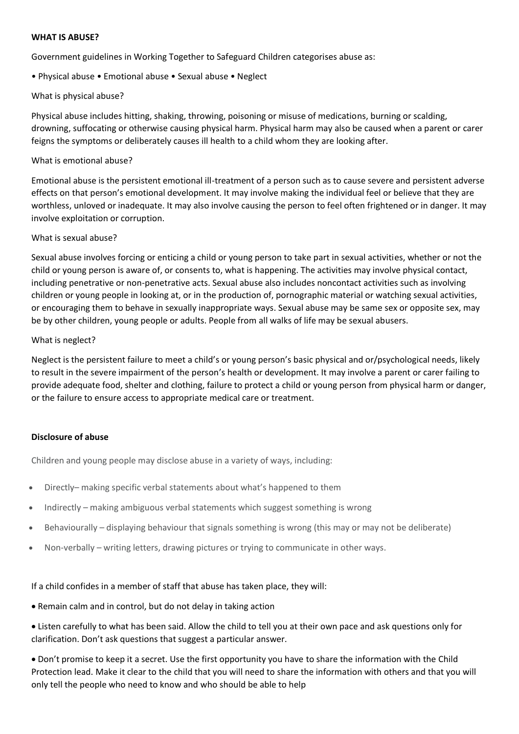**WHAT IS ABUSE?**

Government guidelines in Working Together to Safeguard Children categorises abuse as:

• Physical abuse • Emotional abuse • Sexual abuse • Neglect

What is physical abuse?

Physical abuse includes hitting, shaking, throwing, poisoning or misuse of medications, burning or scalding, drowning, suffocating or otherwise causing physical harm. Physical harm may also be caused when a parent or carer feigns the symptoms or deliberately causes ill health to a child whom they are looking after.

What is emotional abuse?

Emotional abuse is the persistent emotional ill-treatment of a person such as to cause severe and persistent adverse effects on that person's emotional development. It may involve making the individual feel or believe that they are worthless, unloved or inadequate. It may also involve causing the person to feel often frightened or in danger. It may involve exploitation or corruption.

What is sexual abuse?

Sexual abuse involves forcing or enticing a child or young person to take part in sexual activities, whether or not the child or young person is aware of, or consents to, what is happening. The activities may involve physical contact, including penetrative or non-penetrative acts. Sexual abuse also includes noncontact activities such as involving children or young people in looking at, or in the production of, pornographic material or watching sexual activities, or encouraging them to behave in sexually inappropriate ways. Sexual abuse may be same sex or opposite sex, may be by other children, young people or adults. People from all walks of life may be sexual abusers.

What is neglect?

Neglect is the persistent failure to meet a child's or young person's basic physical and or/psychological needs, likely to result in the severe impairment of the person's health or development. It may involve a parent or carer failing to provide adequate food, shelter and clothing, failure to protect a child or young person from physical harm or danger, or the failure to ensure access to appropriate medical care or treatment.

**Disclosure of abuse**

Children and young people may disclose abuse in a variety of ways, including:

- Directly– making specific verbal statements about what's happened to them
- Indirectly – making ambiguous verbal statements which suggest something is wrong
- Behaviourally – displaying behaviour that signals something is wrong (this may or may not be deliberate)
- Non-verbally – writing letters, drawing pictures or trying to communicate in other ways.

If a child confides in a member of staff that abuse has taken place, they will:

- Remain calm and in control, but do not delay in taking action
- Listen carefully to what has been said. Allow the child to tell you at their own pace and ask questions only for clarification. Don't ask questions that suggest a particular answer.
- Don't promise to keep it a secret. Use the first opportunity you have to share the information with the Child Protection lead. Make it clear to the child that you will need to share the information with others and that you will only tell the people who need to know and who should be able to help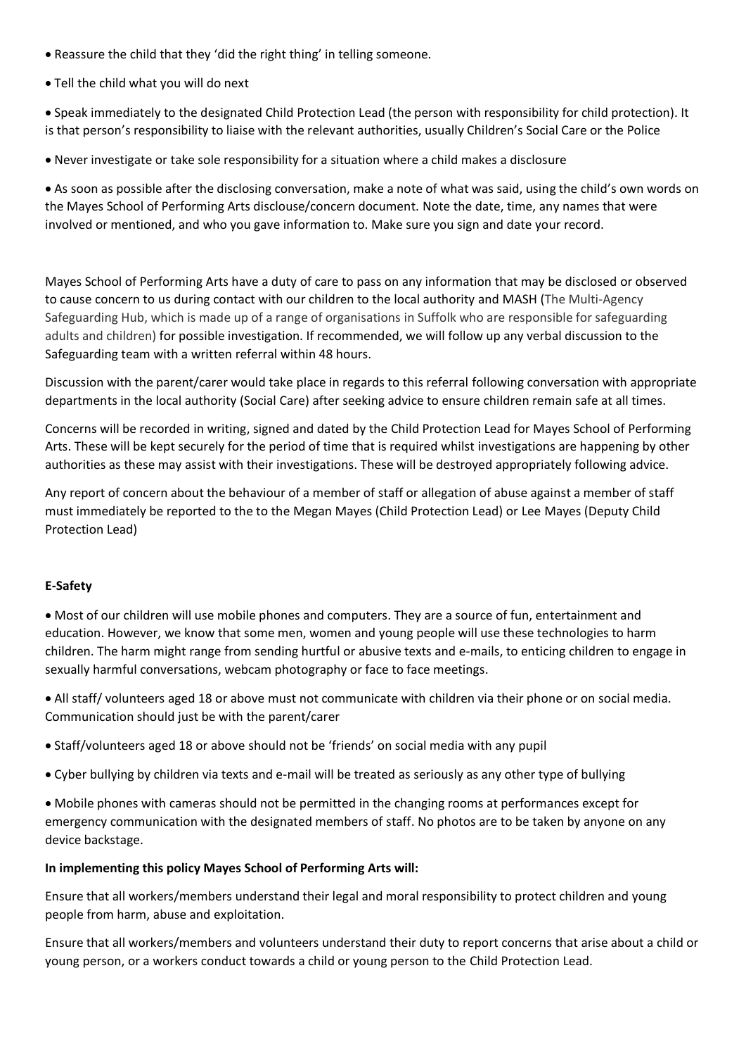- Reassure the child that they 'did the right thing' in telling someone.
- Tell the child what you will do next
- Speak immediately to the designated Child Protection Lead (the person with responsibility for child protection). It is that person's responsibility to liaise with the relevant authorities, usually Children's Social Care or the Police
- Never investigate or take sole responsibility for a situation where a child makes a disclosure
- As soon as possible after the disclosing conversation, make a note of what was said, using the child's own words on the Mayes School of Performing Arts disclouse/concern document. Note the date, time, any names that were involved or mentioned, and who you gave information to. Make sure you sign and date your record.

Mayes School of Performing Arts have a duty of care to pass on any information that may be disclosed or observed to cause concern to us during contact with our children to the local authority and MASH (The Multi-Agency Safeguarding Hub, which is made up of a range of organisations in Suffolk who are responsible for safeguarding adults and children) for possible investigation. If recommended, we will follow up any verbal discussion to the Safeguarding team with a written referral within 48 hours.

Discussion with the parent/carer would take place in regards to this referral following conversation with appropriate departments in the local authority (Social Care) after seeking advice to ensure children remain safe at all times.

Concerns will be recorded in writing, signed and dated by the Child Protection Lead for Mayes School of Performing Arts. These will be kept securely for the period of time that is required whilst investigations are happening by other authorities as these may assist with their investigations. These will be destroyed appropriately following advice.

Any report of concern about the behaviour of a member of staff or allegation of abuse against a member of staff must immediately be reported to the to the Megan Mayes (Child Protection Lead) or Lee Mayes (Deputy Child Protection Lead)

**E-Safety**

- Most of our children will use mobile phones and computers. They are a source of fun, entertainment and education. However, we know that some men, women and young people will use these technologies to harm children. The harm might range from sending hurtful or abusive texts and e-mails, to enticing children to engage in sexually harmful conversations, webcam photography or face to face meetings.
- All staff/ volunteers aged 18 or above must not communicate with children via their phone or on social media. Communication should just be with the parent/carer
- Staff/volunteers aged 18 or above should not be 'friends' on social media with any pupil
- Cyber bullying by children via texts and e-mail will be treated as seriously as any other type of bullying
- Mobile phones with cameras should not be permitted in the changing rooms at performances except for emergency communication with the designated members of staff. No photos are to be taken by anyone on any device backstage.

**In implementing this policy Mayes School of Performing Arts will:**

Ensure that all workers/members understand their legal and moral responsibility to protect children and young people from harm, abuse and exploitation.

Ensure that all workers/members and volunteers understand their duty to report concerns that arise about a child or young person, or a workers conduct towards a child or young person to the Child Protection Lead.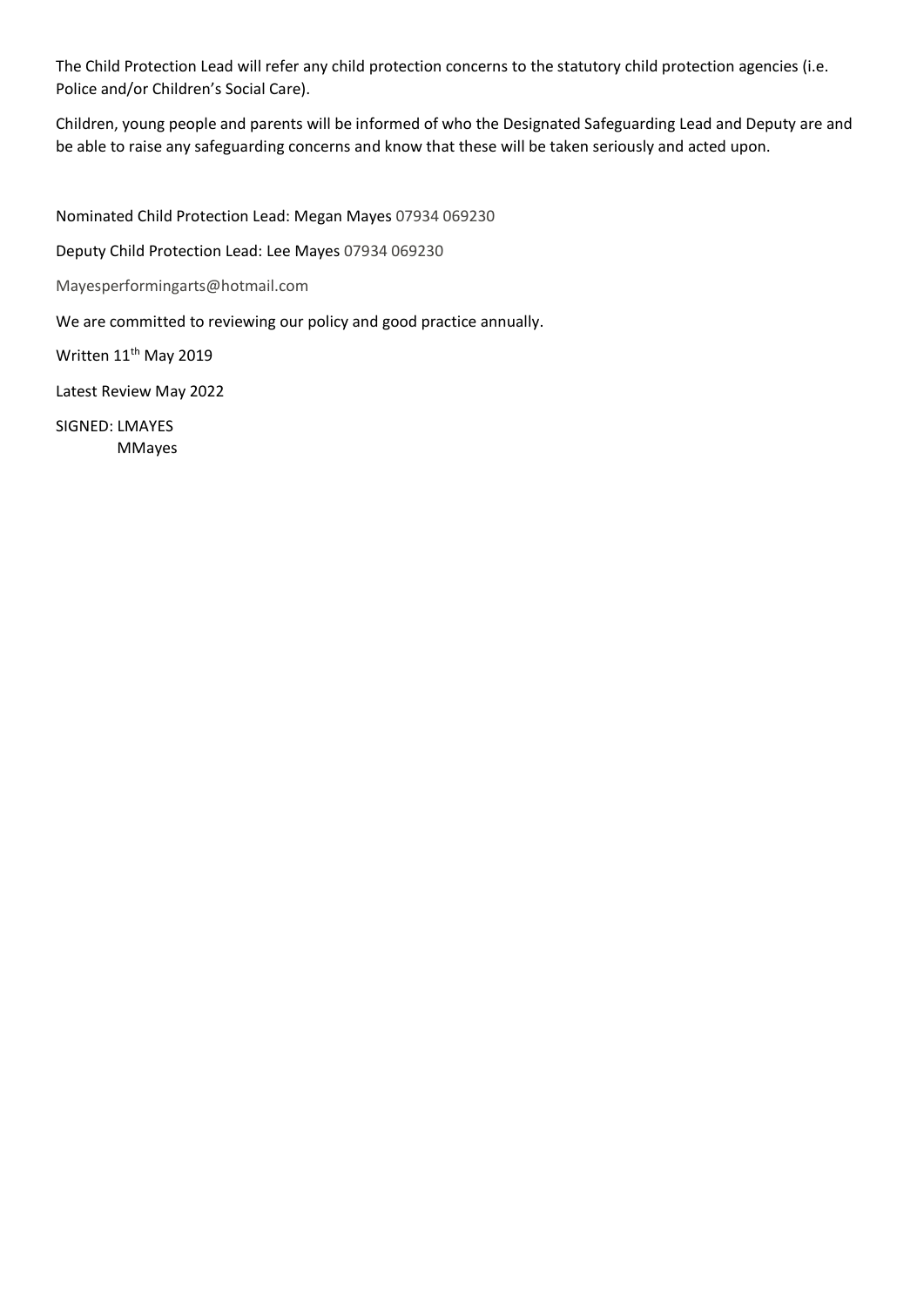The Child Protection Lead will refer any child protection concerns to the statutory child protection agencies (i.e. Police and/or Children's Social Care).

Children, young people and parents will be informed of who the Designated Safeguarding Lead and Deputy are and be able to raise any safeguarding concerns and know that these will be taken seriously and acted upon.

Nominated Child Protection Lead: Megan Mayes 07934 069230

Deputy Child Protection Lead: Lee Mayes 07934 069230

Mayesperformingarts@hotmail.com

We are committed to reviewing our policy and good practice annually.

Written 11th May 2019

Latest Review May 2022

SIGNED: LMAYES
MMayes